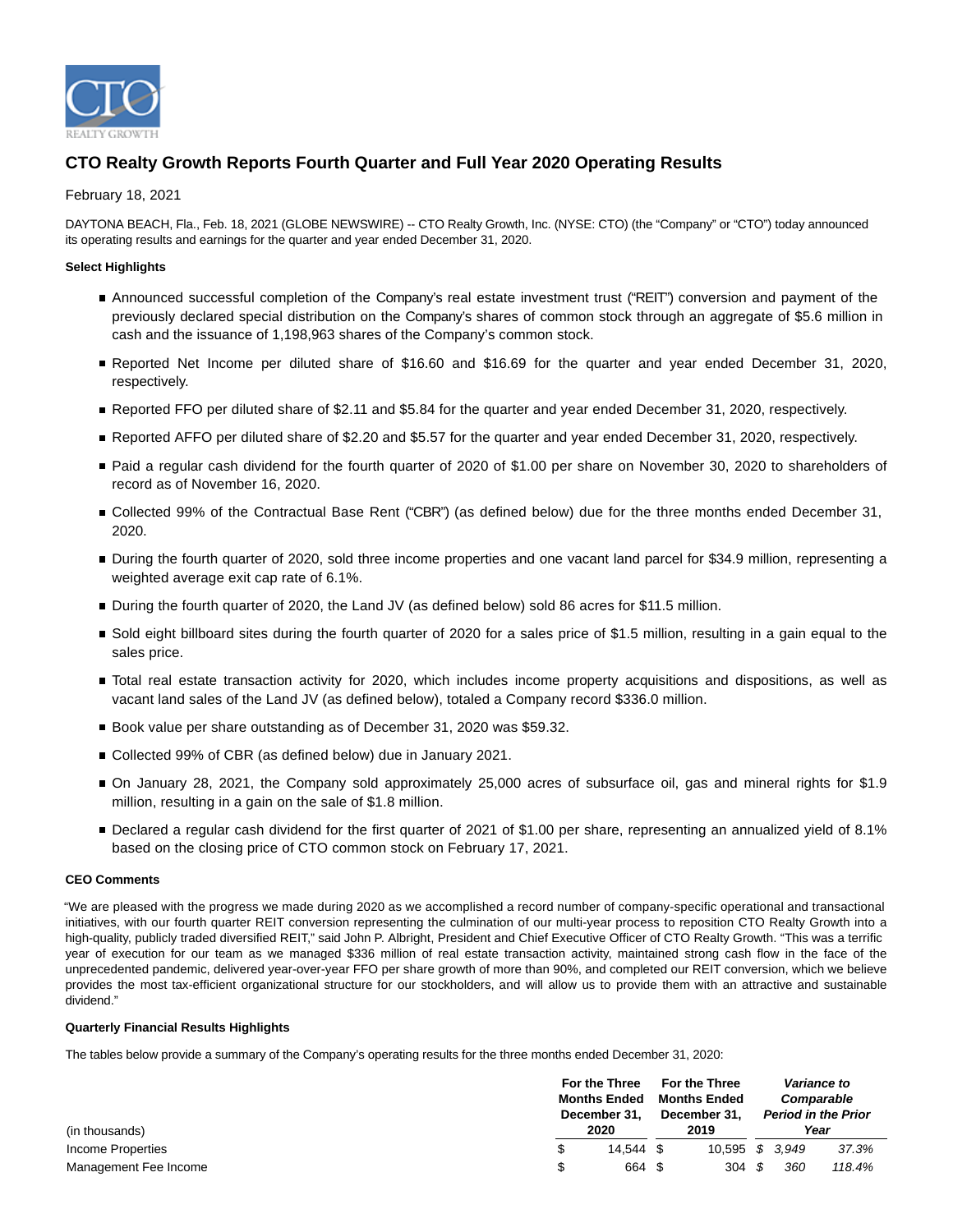# CTO Realty Growth Reports Fourth Quarter and Full Year 2020 Operating Results

February 18, 2021

DAYTONA BEACH, Fla., Feb. 18, 2021 (GLOBE NEWSWIRE) -- CTO Realty Growth, Inc. (NYSE: CTO) (the "Company" or "CTO") today announced its operating results and earnings for the quarter and year ended December 31, 2020.

**Select Highlights**

- Announced successful completion of the Company's real estate investment trust ("REIT") conversion and payment of the previously declared special distribution on the Company's shares of common stock through an aggregate of $5.6 million in cash and the issuance of 1,198,963 shares of the Company's common stock.
- Reported Net Income per diluted share of $16.60 and $16.69 for the quarter and year ended December 31, 2020, respectively.
- Reported FFO per diluted share of $2.11 and $5.84 for the quarter and year ended December 31, 2020, respectively.
- Reported AFFO per diluted share of $2.20 and $5.57 for the quarter and year ended December 31, 2020, respectively.
- Paid a regular cash dividend for the fourth quarter of 2020 of $1.00 per share on November 30, 2020 to shareholders of record as of November 16, 2020.
- Collected 99% of the Contractual Base Rent ("CBR") (as defined below) due for the three months ended December 31, 2020.
- During the fourth quarter of 2020, sold three income properties and one vacant land parcel for $34.9 million, representing a weighted average exit cap rate of 6.1%.
- During the fourth quarter of 2020, the Land JV (as defined below) sold 86 acres for $11.5 million.
- Sold eight billboard sites during the fourth quarter of 2020 for a sales price of $1.5 million, resulting in a gain equal to the sales price.
- Total real estate transaction activity for 2020, which includes income property acquisitions and dispositions, as well as vacant land sales of the Land JV (as defined below), totaled a Company record $336.0 million.
- Book value per share outstanding as of December 31, 2020 was $59.32.
- Collected 99% of CBR (as defined below) due in January 2021.
- On January 28, 2021, the Company sold approximately 25,000 acres of subsurface oil, gas and mineral rights for $1.9 million, resulting in a gain on the sale of $1.8 million.
- Declared a regular cash dividend for the first quarter of 2021 of $1.00 per share, representing an annualized yield of 8.1% based on the closing price of CTO common stock on February 17, 2021.

**CEO Comments**

"We are pleased with the progress we made during 2020 as we accomplished a record number of company-specific operational and transactional initiatives, with our fourth quarter REIT conversion representing the culmination of our multi-year process to reposition CTO Realty Growth into a high-quality, publicly traded diversified REIT," said John P. Albright, President and Chief Executive Officer of CTO Realty Growth. "This was a terrific year of execution for our team as we managed $336 million of real estate transaction activity, maintained strong cash flow in the face of the unprecedented pandemic, delivered year-over-year FFO per share growth of more than 90%, and completed our REIT conversion, which we believe provides the most tax-efficient organizational structure for our stockholders, and will allow us to provide them with an attractive and sustainable dividend."

**Quarterly Financial Results Highlights**

The tables below provide a summary of the Company's operating results for the three months ended December 31, 2020:

| (in thousands) | For the Three Months Ended December 31, 2020 | For the Three Months Ended December 31, 2019 | *Variance to Comparable Period in the Prior Year* | |
|---|---|---|---|---|
| Income Properties | $ 14,544 | $ 10,595 | *$ 3,949* | *37.3%* |
| Management Fee Income | $ 664 | $ 304 | *$ 360* | *118.4%* |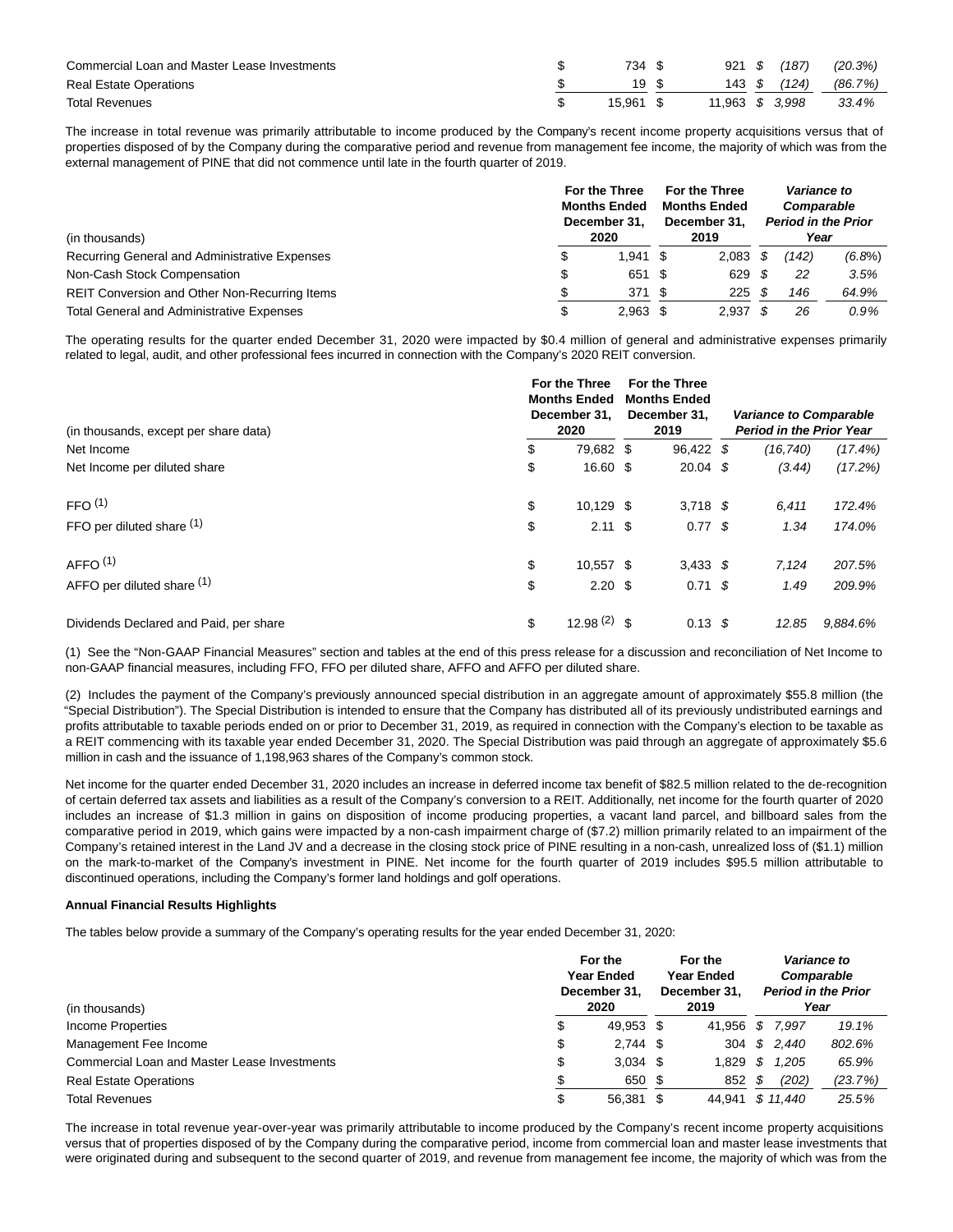| | | | | |
|---|---|---|---|---|
| Commercial Loan and Master Lease Investments | $ 734 | $ 921 | $ (187) | (20.3%) |
| Real Estate Operations | $ 19 | $ 143 | $ (124) | (86.7%) |
| Total Revenues | $ 15,961 | $ 11,963 | $ 3,998 | 33.4% |

The increase in total revenue was primarily attributable to income produced by the Company's recent income property acquisitions versus that of properties disposed of by the Company during the comparative period and revenue from management fee income, the majority of which was from the external management of PINE that did not commence until late in the fourth quarter of 2019.

| (in thousands) | For the Three Months Ended December 31, 2020 | For the Three Months Ended December 31, 2019 | *Variance to Comparable Period in the Prior Year* | |
|---|---|---|---|---|
| Recurring General and Administrative Expenses | $ 1,941 | $ 2,083 | $ (142) | (6.8%) |
| Non-Cash Stock Compensation | $ 651 | $ 629 | $ 22 | 3.5% |
| REIT Conversion and Other Non-Recurring Items | $ 371 | $ 225 | $ 146 | 64.9% |
| Total General and Administrative Expenses | $ 2,963 | $ 2,937 | $ 26 | 0.9% |

The operating results for the quarter ended December 31, 2020 were impacted by $0.4 million of general and administrative expenses primarily related to legal, audit, and other professional fees incurred in connection with the Company's 2020 REIT conversion.

| (in thousands, except per share data) | For the Three Months Ended December 31, 2020 | For the Three Months Ended December 31, 2019 | *Variance to Comparable Period in the Prior Year* | |
|---|---|---|---|---|
| Net Income | $ 79,682 | $ 96,422 | $ (16,740) | (17.4%) |
| Net Income per diluted share | $ 16.60 | $ 20.04 | $ (3.44) | (17.2%) |
| FFO (1) | $ 10,129 | $ 3,718 | $ 6,411 | 172.4% |
| FFO per diluted share (1) | $ 2.11 | $ 0.77 | $ 1.34 | 174.0% |
| AFFO (1) | $ 10,557 | $ 3,433 | $ 7,124 | 207.5% |
| AFFO per diluted share (1) | $ 2.20 | $ 0.71 | $ 1.49 | 209.9% |
| Dividends Declared and Paid, per share | $ 12.98 (2) | $ 0.13 | $ 12.85 | 9,884.6% |

(1) See the "Non-GAAP Financial Measures" section and tables at the end of this press release for a discussion and reconciliation of Net Income to non-GAAP financial measures, including FFO, FFO per diluted share, AFFO and AFFO per diluted share.

(2) Includes the payment of the Company's previously announced special distribution in an aggregate amount of approximately $55.8 million (the "Special Distribution"). The Special Distribution is intended to ensure that the Company has distributed all of its previously undistributed earnings and profits attributable to taxable periods ended on or prior to December 31, 2019, as required in connection with the Company's election to be taxable as a REIT commencing with its taxable year ended December 31, 2020. The Special Distribution was paid through an aggregate of approximately $5.6 million in cash and the issuance of 1,198,963 shares of the Company's common stock.

Net income for the quarter ended December 31, 2020 includes an increase in deferred income tax benefit of $82.5 million related to the de-recognition of certain deferred tax assets and liabilities as a result of the Company's conversion to a REIT. Additionally, net income for the fourth quarter of 2020 includes an increase of $1.3 million in gains on disposition of income producing properties, a vacant land parcel, and billboard sales from the comparative period in 2019, which gains were impacted by a non-cash impairment charge of ($7.2) million primarily related to an impairment of the Company's retained interest in the Land JV and a decrease in the closing stock price of PINE resulting in a non-cash, unrealized loss of ($1.1) million on the mark-to-market of the Company's investment in PINE. Net income for the fourth quarter of 2019 includes $95.5 million attributable to discontinued operations, including the Company's former land holdings and golf operations.

**Annual Financial Results Highlights**

The tables below provide a summary of the Company's operating results for the year ended December 31, 2020:

| (in thousands) | For the Year Ended December 31, 2020 | For the Year Ended December 31, 2019 | *Variance to Comparable Period in the Prior Year* | |
|---|---|---|---|---|
| Income Properties | $ 49,953 | $ 41,956 | $ 7,997 | 19.1% |
| Management Fee Income | $ 2,744 | $ 304 | $ 2,440 | 802.6% |
| Commercial Loan and Master Lease Investments | $ 3,034 | $ 1,829 | $ 1,205 | 65.9% |
| Real Estate Operations | $ 650 | $ 852 | $ (202) | (23.7%) |
| Total Revenues | $ 56,381 | $ 44,941 | $ 11,440 | 25.5% |

The increase in total revenue year-over-year was primarily attributable to income produced by the Company's recent income property acquisitions versus that of properties disposed of by the Company during the comparative period, income from commercial loan and master lease investments that were originated during and subsequent to the second quarter of 2019, and revenue from management fee income, the majority of which was from the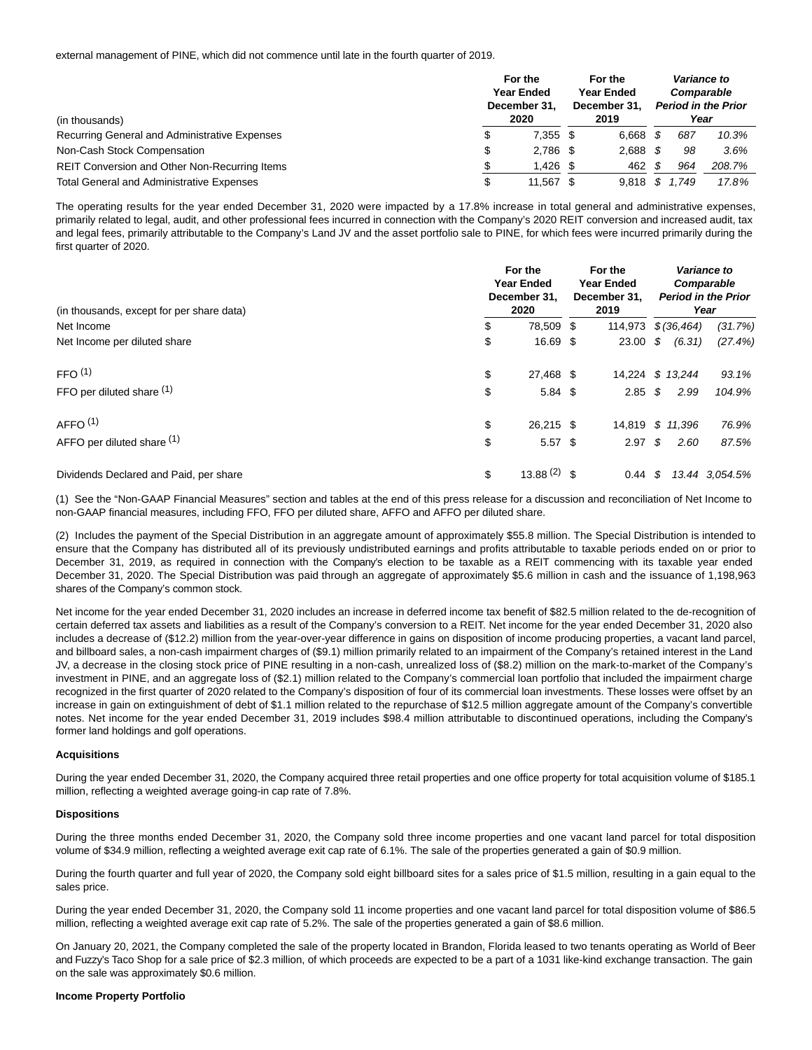external management of PINE, which did not commence until late in the fourth quarter of 2019.

| (in thousands) | For the Year Ended December 31, 2020 | For the Year Ended December 31, 2019 | *Variance to Comparable Period in the Prior Year* | |
|---|---|---|---|---|
| Recurring General and Administrative Expenses | $ 7,355 | $ 6,668 | *$ 687* | *10.3%* |
| Non-Cash Stock Compensation | $ 2,786 | $ 2,688 | *$ 98* | *3.6%* |
| REIT Conversion and Other Non-Recurring Items | $ 1,426 | $ 462 | *$ 964* | *208.7%* |
| Total General and Administrative Expenses | $ 11,567 | $ 9,818 | *$ 1,749* | *17.8%* |

The operating results for the year ended December 31, 2020 were impacted by a 17.8% increase in total general and administrative expenses, primarily related to legal, audit, and other professional fees incurred in connection with the Company's 2020 REIT conversion and increased audit, tax and legal fees, primarily attributable to the Company's Land JV and the asset portfolio sale to PINE, for which fees were incurred primarily during the first quarter of 2020.

| (in thousands, except for per share data) | For the Year Ended December 31, 2020 | For the Year Ended December 31, 2019 | *Variance to Comparable Period in the Prior Year* | |
|---|---|---|---|---|
| Net Income | $ 78,509 | $ 114,973 | *$ (36,464)* | *(31.7%)* |
| Net Income per diluted share | $ 16.69 | $ 23.00 | *$ (6.31)* | *(27.4%)* |
| FFO [(1)] | $ 27,468 | $ 14,224 | *$ 13,244* | *93.1%* |
| FFO per diluted share [(1)] | $ 5.84 | $ 2.85 | *$ 2.99* | *104.9%* |
| AFFO [(1)] | $ 26,215 | $ 14,819 | *$ 11,396* | *76.9%* |
| AFFO per diluted share [(1)] | $ 5.57 | $ 2.97 | *$ 2.60* | *87.5%* |
| Dividends Declared and Paid, per share | $ 13.88 [(2)] | $ 0.44 | *$ 13.44* | *3,054.5%* |

(1) See the "Non-GAAP Financial Measures" section and tables at the end of this press release for a discussion and reconciliation of Net Income to non-GAAP financial measures, including FFO, FFO per diluted share, AFFO and AFFO per diluted share.

(2) Includes the payment of the Special Distribution in an aggregate amount of approximately $55.8 million. The Special Distribution is intended to ensure that the Company has distributed all of its previously undistributed earnings and profits attributable to taxable periods ended on or prior to December 31, 2019, as required in connection with the Company's election to be taxable as a REIT commencing with its taxable year ended December 31, 2020. The Special Distribution was paid through an aggregate of approximately $5.6 million in cash and the issuance of 1,198,963 shares of the Company's common stock.

Net income for the year ended December 31, 2020 includes an increase in deferred income tax benefit of $82.5 million related to the de-recognition of certain deferred tax assets and liabilities as a result of the Company's conversion to a REIT. Net income for the year ended December 31, 2020 also includes a decrease of ($12.2) million from the year-over-year difference in gains on disposition of income producing properties, a vacant land parcel, and billboard sales, a non-cash impairment charges of ($9.1) million primarily related to an impairment of the Company's retained interest in the Land JV, a decrease in the closing stock price of PINE resulting in a non-cash, unrealized loss of ($8.2) million on the mark-to-market of the Company's investment in PINE, and an aggregate loss of ($2.1) million related to the Company's commercial loan portfolio that included the impairment charge recognized in the first quarter of 2020 related to the Company's disposition of four of its commercial loan investments. These losses were offset by an increase in gain on extinguishment of debt of $1.1 million related to the repurchase of $12.5 million aggregate amount of the Company's convertible notes. Net income for the year ended December 31, 2019 includes $98.4 million attributable to discontinued operations, including the Company's former land holdings and golf operations.

**Acquisitions**

During the year ended December 31, 2020, the Company acquired three retail properties and one office property for total acquisition volume of $185.1 million, reflecting a weighted average going-in cap rate of 7.8%.

**Dispositions**

During the three months ended December 31, 2020, the Company sold three income properties and one vacant land parcel for total disposition volume of $34.9 million, reflecting a weighted average exit cap rate of 6.1%. The sale of the properties generated a gain of $0.9 million.

During the fourth quarter and full year of 2020, the Company sold eight billboard sites for a sales price of $1.5 million, resulting in a gain equal to the sales price.

During the year ended December 31, 2020, the Company sold 11 income properties and one vacant land parcel for total disposition volume of $86.5 million, reflecting a weighted average exit cap rate of 5.2%. The sale of the properties generated a gain of $8.6 million.

On January 20, 2021, the Company completed the sale of the property located in Brandon, Florida leased to two tenants operating as World of Beer and Fuzzy's Taco Shop for a sale price of $2.3 million, of which proceeds are expected to be a part of a 1031 like-kind exchange transaction. The gain on the sale was approximately $0.6 million.

**Income Property Portfolio**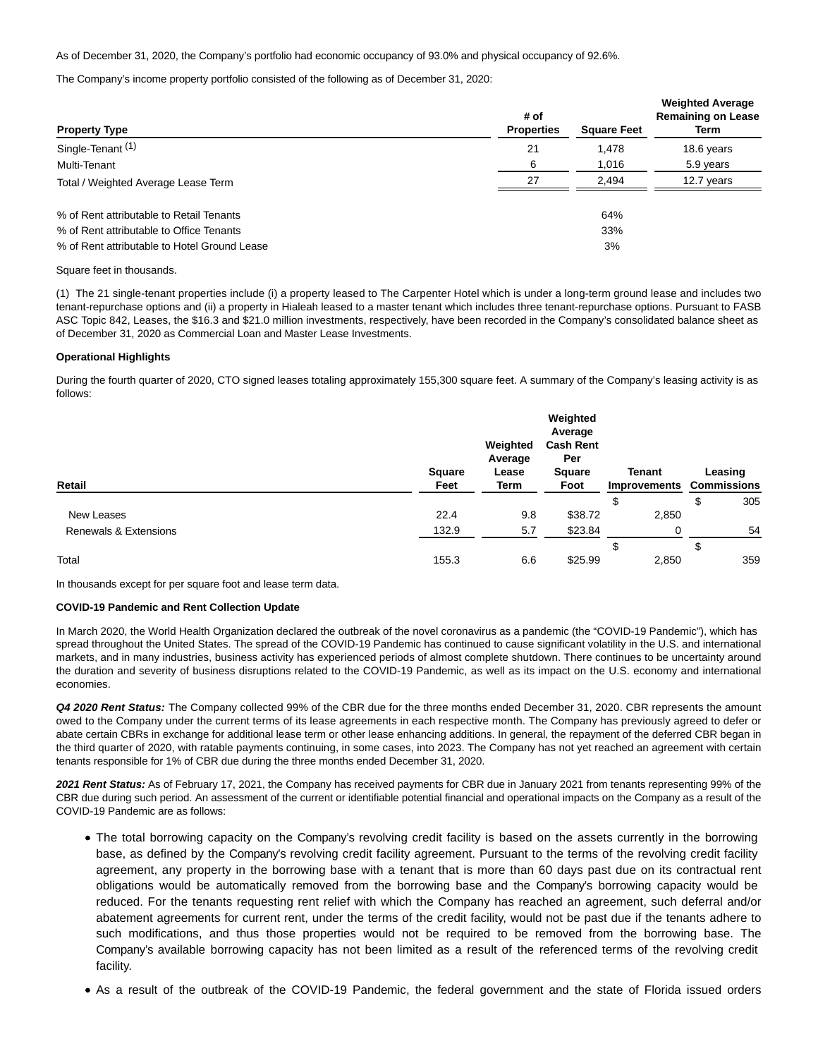As of December 31, 2020, the Company's portfolio had economic occupancy of 93.0% and physical occupancy of 92.6%.

The Company's income property portfolio consisted of the following as of December 31, 2020:

| Property Type | # of Properties | Square Feet | Weighted Average Remaining on Lease Term |
|---|---|---|---|
| Single-Tenant [(1)] | 21 | 1,478 | 18.6 years |
| Multi-Tenant | 6 | 1,016 | 5.9 years |
| Total / Weighted Average Lease Term | 27 | 2,494 | 12.7 years |
| | | | |
| % of Rent attributable to Retail Tenants | | 64% | |
| % of Rent attributable to Office Tenants | | 33% | |
| % of Rent attributable to Hotel Ground Lease | | 3% | |

Square feet in thousands.

(1) The 21 single-tenant properties include (i) a property leased to The Carpenter Hotel which is under a long-term ground lease and includes two tenant-repurchase options and (ii) a property in Hialeah leased to a master tenant which includes three tenant-repurchase options. Pursuant to FASB ASC Topic 842, Leases, the $16.3 and $21.0 million investments, respectively, have been recorded in the Company's consolidated balance sheet as of December 31, 2020 as Commercial Loan and Master Lease Investments.

**Operational Highlights**

During the fourth quarter of 2020, CTO signed leases totaling approximately 155,300 square feet. A summary of the Company's leasing activity is as follows:

| Retail | Square Feet | Weighted Average Lease Term | Weighted Average Cash Rent Per Square Foot | Tenant Improvements | Leasing Commissions |
|---|---|---|---|---|---|
| New Leases | 22.4 | 9.8 | $38.72 | $ 2,850 | $ 305 |
| Renewals & Extensions | 132.9 | 5.7 | $23.84 | 0 | 54 |
| Total | 155.3 | 6.6 | $25.99 | $ 2,850 | $ 359 |

In thousands except for per square foot and lease term data.

**COVID-19 Pandemic and Rent Collection Update**

In March 2020, the World Health Organization declared the outbreak of the novel coronavirus as a pandemic (the "COVID-19 Pandemic"), which has spread throughout the United States. The spread of the COVID-19 Pandemic has continued to cause significant volatility in the U.S. and international markets, and in many industries, business activity has experienced periods of almost complete shutdown. There continues to be uncertainty around the duration and severity of business disruptions related to the COVID-19 Pandemic, as well as its impact on the U.S. economy and international economies.

***Q4 2020 Rent Status:*** The Company collected 99% of the CBR due for the three months ended December 31, 2020. CBR represents the amount owed to the Company under the current terms of its lease agreements in each respective month. The Company has previously agreed to defer or abate certain CBRs in exchange for additional lease term or other lease enhancing additions. In general, the repayment of the deferred CBR began in the third quarter of 2020, with ratable payments continuing, in some cases, into 2023. The Company has not yet reached an agreement with certain tenants responsible for 1% of CBR due during the three months ended December 31, 2020.

***2021 Rent Status:*** As of February 17, 2021, the Company has received payments for CBR due in January 2021 from tenants representing 99% of the CBR due during such period. An assessment of the current or identifiable potential financial and operational impacts on the Company as a result of the COVID-19 Pandemic are as follows:

- The total borrowing capacity on the Company's revolving credit facility is based on the assets currently in the borrowing base, as defined by the Company's revolving credit facility agreement. Pursuant to the terms of the revolving credit facility agreement, any property in the borrowing base with a tenant that is more than 60 days past due on its contractual rent obligations would be automatically removed from the borrowing base and the Company's borrowing capacity would be reduced. For the tenants requesting rent relief with which the Company has reached an agreement, such deferral and/or abatement agreements for current rent, under the terms of the credit facility, would not be past due if the tenants adhere to such modifications, and thus those properties would not be required to be removed from the borrowing base. The Company's available borrowing capacity has not been limited as a result of the referenced terms of the revolving credit facility.
- As a result of the outbreak of the COVID-19 Pandemic, the federal government and the state of Florida issued orders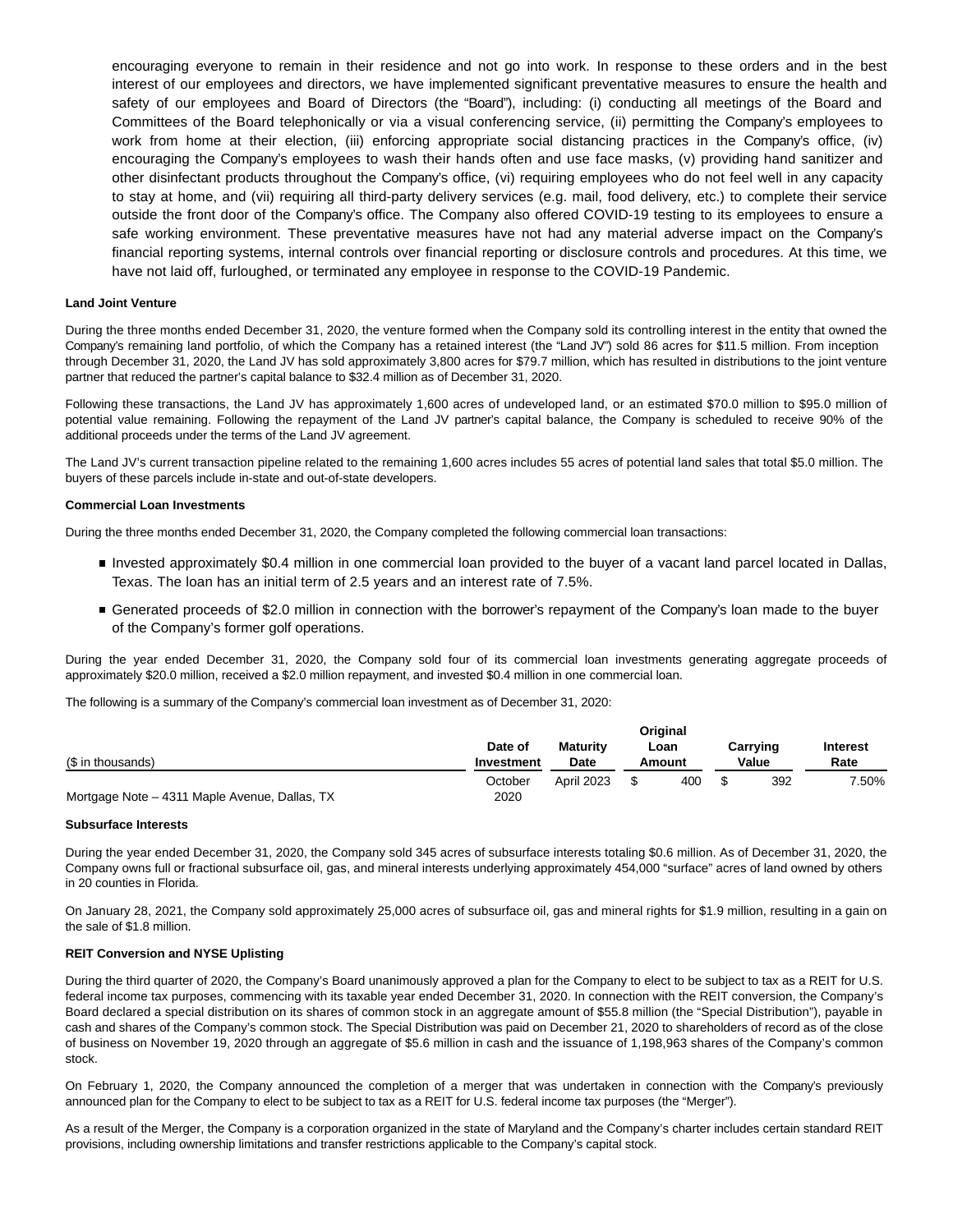encouraging everyone to remain in their residence and not go into work. In response to these orders and in the best interest of our employees and directors, we have implemented significant preventative measures to ensure the health and safety of our employees and Board of Directors (the "Board"), including: (i) conducting all meetings of the Board and Committees of the Board telephonically or via a visual conferencing service, (ii) permitting the Company's employees to work from home at their election, (iii) enforcing appropriate social distancing practices in the Company's office, (iv) encouraging the Company's employees to wash their hands often and use face masks, (v) providing hand sanitizer and other disinfectant products throughout the Company's office, (vi) requiring employees who do not feel well in any capacity to stay at home, and (vii) requiring all third-party delivery services (e.g. mail, food delivery, etc.) to complete their service outside the front door of the Company's office. The Company also offered COVID-19 testing to its employees to ensure a safe working environment. These preventative measures have not had any material adverse impact on the Company's financial reporting systems, internal controls over financial reporting or disclosure controls and procedures. At this time, we have not laid off, furloughed, or terminated any employee in response to the COVID-19 Pandemic.

**Land Joint Venture**

During the three months ended December 31, 2020, the venture formed when the Company sold its controlling interest in the entity that owned the Company's remaining land portfolio, of which the Company has a retained interest (the "Land JV") sold 86 acres for $11.5 million. From inception through December 31, 2020, the Land JV has sold approximately 3,800 acres for $79.7 million, which has resulted in distributions to the joint venture partner that reduced the partner's capital balance to $32.4 million as of December 31, 2020.

Following these transactions, the Land JV has approximately 1,600 acres of undeveloped land, or an estimated $70.0 million to $95.0 million of potential value remaining. Following the repayment of the Land JV partner's capital balance, the Company is scheduled to receive 90% of the additional proceeds under the terms of the Land JV agreement.

The Land JV's current transaction pipeline related to the remaining 1,600 acres includes 55 acres of potential land sales that total $5.0 million. The buyers of these parcels include in-state and out-of-state developers.

**Commercial Loan Investments**

During the three months ended December 31, 2020, the Company completed the following commercial loan transactions:

- Invested approximately $0.4 million in one commercial loan provided to the buyer of a vacant land parcel located in Dallas, Texas. The loan has an initial term of 2.5 years and an interest rate of 7.5%.
- Generated proceeds of $2.0 million in connection with the borrower's repayment of the Company's loan made to the buyer of the Company's former golf operations.

During the year ended December 31, 2020, the Company sold four of its commercial loan investments generating aggregate proceeds of approximately $20.0 million, received a $2.0 million repayment, and invested $0.4 million in one commercial loan.

The following is a summary of the Company's commercial loan investment as of December 31, 2020:

| ($ in thousands) | Date of Investment | Maturity Date | Original Loan Amount | Carrying Value | Interest Rate |
|---|---|---|---|---|---|
| Mortgage Note – 4311 Maple Avenue, Dallas, TX | October 2020 | April 2023 | $ 400 | $ 392 | 7.50% |

**Subsurface Interests**

During the year ended December 31, 2020, the Company sold 345 acres of subsurface interests totaling $0.6 million. As of December 31, 2020, the Company owns full or fractional subsurface oil, gas, and mineral interests underlying approximately 454,000 "surface" acres of land owned by others in 20 counties in Florida.

On January 28, 2021, the Company sold approximately 25,000 acres of subsurface oil, gas and mineral rights for $1.9 million, resulting in a gain on the sale of $1.8 million.

**REIT Conversion and NYSE Uplisting**

During the third quarter of 2020, the Company's Board unanimously approved a plan for the Company to elect to be subject to tax as a REIT for U.S. federal income tax purposes, commencing with its taxable year ended December 31, 2020. In connection with the REIT conversion, the Company's Board declared a special distribution on its shares of common stock in an aggregate amount of $55.8 million (the "Special Distribution"), payable in cash and shares of the Company's common stock. The Special Distribution was paid on December 21, 2020 to shareholders of record as of the close of business on November 19, 2020 through an aggregate of $5.6 million in cash and the issuance of 1,198,963 shares of the Company's common stock.

On February 1, 2020, the Company announced the completion of a merger that was undertaken in connection with the Company's previously announced plan for the Company to elect to be subject to tax as a REIT for U.S. federal income tax purposes (the "Merger").

As a result of the Merger, the Company is a corporation organized in the state of Maryland and the Company's charter includes certain standard REIT provisions, including ownership limitations and transfer restrictions applicable to the Company's capital stock.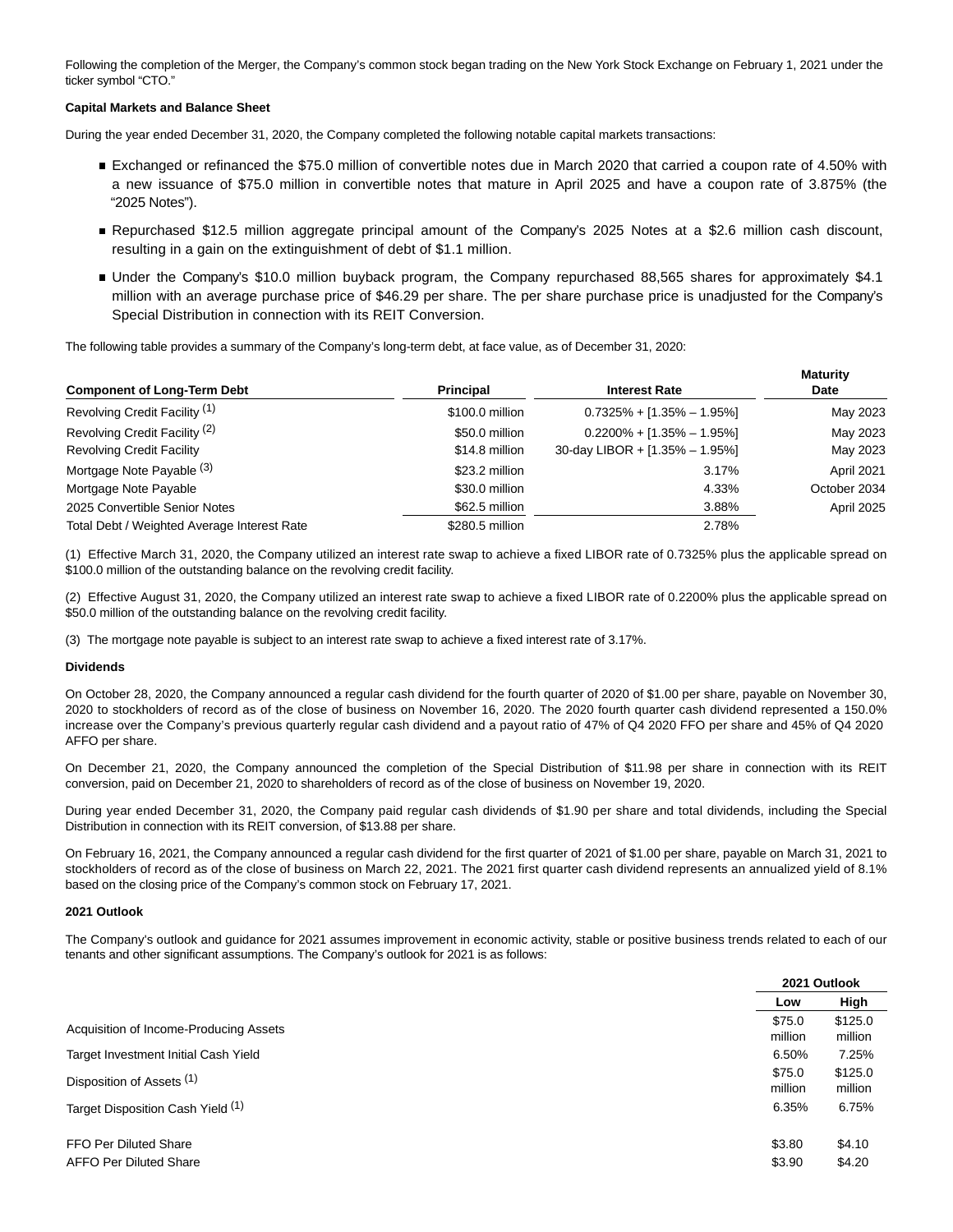Following the completion of the Merger, the Company's common stock began trading on the New York Stock Exchange on February 1, 2021 under the ticker symbol "CTO."

**Capital Markets and Balance Sheet**

During the year ended December 31, 2020, the Company completed the following notable capital markets transactions:

- Exchanged or refinanced the $75.0 million of convertible notes due in March 2020 that carried a coupon rate of 4.50% with a new issuance of $75.0 million in convertible notes that mature in April 2025 and have a coupon rate of 3.875% (the "2025 Notes").
- Repurchased $12.5 million aggregate principal amount of the Company's 2025 Notes at a $2.6 million cash discount, resulting in a gain on the extinguishment of debt of $1.1 million.
- Under the Company's $10.0 million buyback program, the Company repurchased 88,565 shares for approximately $4.1 million with an average purchase price of $46.29 per share. The per share purchase price is unadjusted for the Company's Special Distribution in connection with its REIT Conversion.

The following table provides a summary of the Company's long-term debt, at face value, as of December 31, 2020:

| Component of Long-Term Debt | Principal | Interest Rate | Maturity Date |
|---|---|---|---|
| Revolving Credit Facility (1) | $100.0 million | 0.7325% + [1.35% – 1.95%] | May 2023 |
| Revolving Credit Facility (2) | $50.0 million | 0.2200% + [1.35% – 1.95%] | May 2023 |
| Revolving Credit Facility | $14.8 million | 30-day LIBOR + [1.35% – 1.95%] | May 2023 |
| Mortgage Note Payable (3) | $23.2 million | 3.17% | April 2021 |
| Mortgage Note Payable | $30.0 million | 4.33% | October 2034 |
| 2025 Convertible Senior Notes | $62.5 million | 3.88% | April 2025 |
| Total Debt / Weighted Average Interest Rate | $280.5 million | 2.78% | |

(1) Effective March 31, 2020, the Company utilized an interest rate swap to achieve a fixed LIBOR rate of 0.7325% plus the applicable spread on $100.0 million of the outstanding balance on the revolving credit facility.

(2) Effective August 31, 2020, the Company utilized an interest rate swap to achieve a fixed LIBOR rate of 0.2200% plus the applicable spread on $50.0 million of the outstanding balance on the revolving credit facility.

(3) The mortgage note payable is subject to an interest rate swap to achieve a fixed interest rate of 3.17%.

**Dividends**

On October 28, 2020, the Company announced a regular cash dividend for the fourth quarter of 2020 of $1.00 per share, payable on November 30, 2020 to stockholders of record as of the close of business on November 16, 2020. The 2020 fourth quarter cash dividend represented a 150.0% increase over the Company's previous quarterly regular cash dividend and a payout ratio of 47% of Q4 2020 FFO per share and 45% of Q4 2020 AFFO per share.

On December 21, 2020, the Company announced the completion of the Special Distribution of $11.98 per share in connection with its REIT conversion, paid on December 21, 2020 to shareholders of record as of the close of business on November 19, 2020.

During year ended December 31, 2020, the Company paid regular cash dividends of $1.90 per share and total dividends, including the Special Distribution in connection with its REIT conversion, of $13.88 per share.

On February 16, 2021, the Company announced a regular cash dividend for the first quarter of 2021 of $1.00 per share, payable on March 31, 2021 to stockholders of record as of the close of business on March 22, 2021. The 2021 first quarter cash dividend represents an annualized yield of 8.1% based on the closing price of the Company's common stock on February 17, 2021.

**2021 Outlook**

The Company's outlook and guidance for 2021 assumes improvement in economic activity, stable or positive business trends related to each of our tenants and other significant assumptions. The Company's outlook for 2021 is as follows:

| | 2021 Outlook | |
|---|---|---|
| | Low | High |
| Acquisition of Income-Producing Assets | $75.0 million | $125.0 million |
| Target Investment Initial Cash Yield | 6.50% | 7.25% |
| Disposition of Assets (1) | $75.0 million | $125.0 million |
| Target Disposition Cash Yield (1) | 6.35% | 6.75% |
| FFO Per Diluted Share | $3.80 | $4.10 |
| AFFO Per Diluted Share | $3.90 | $4.20 |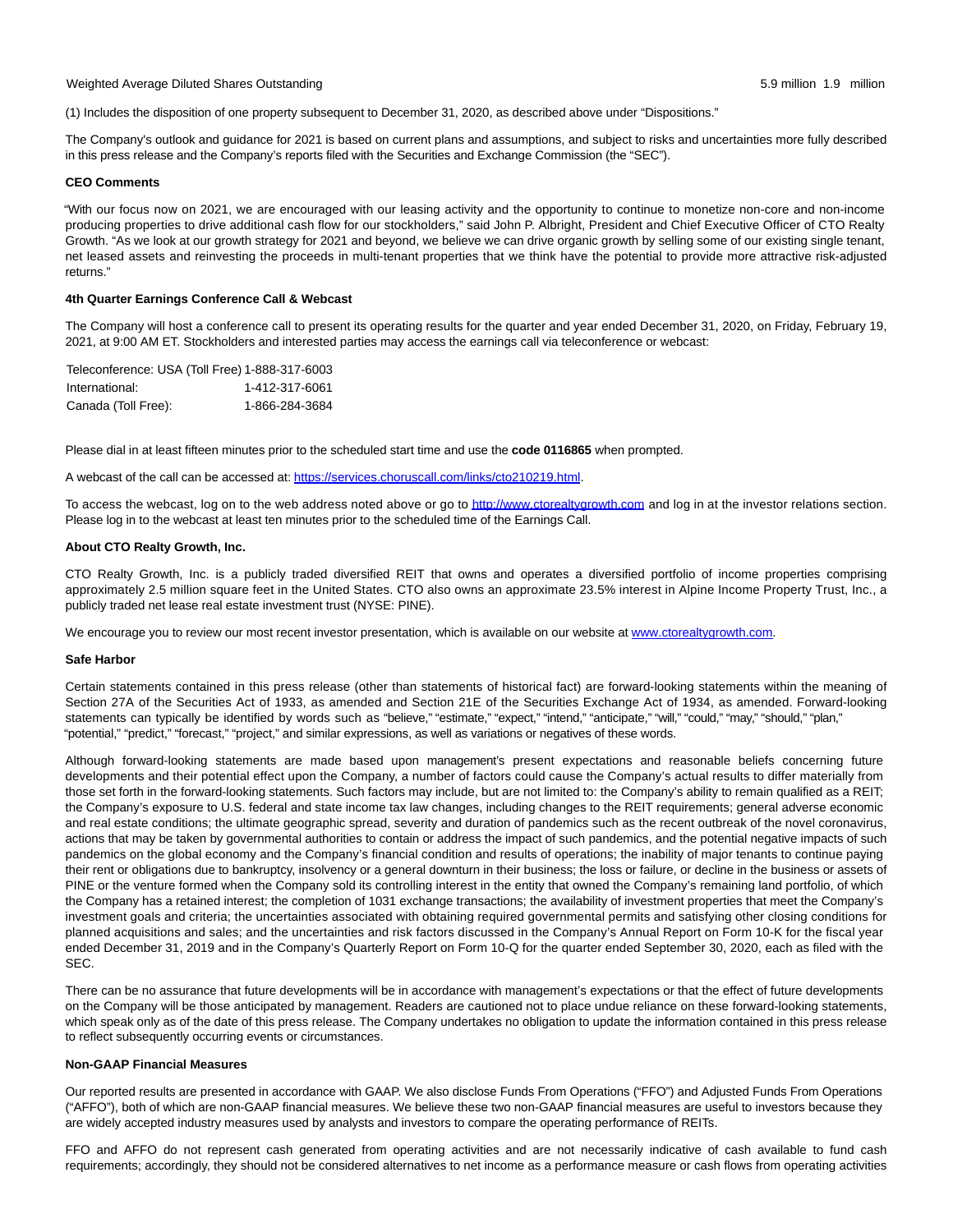| Weighted Average Diluted Shares Outstanding | 5.9 million | 1.9 million |
| --- | --- | --- |

(1) Includes the disposition of one property subsequent to December 31, 2020, as described above under "Dispositions."

The Company's outlook and guidance for 2021 is based on current plans and assumptions, and subject to risks and uncertainties more fully described in this press release and the Company's reports filed with the Securities and Exchange Commission (the "SEC").

**CEO Comments**

"With our focus now on 2021, we are encouraged with our leasing activity and the opportunity to continue to monetize non-core and non-income producing properties to drive additional cash flow for our stockholders," said John P. Albright, President and Chief Executive Officer of CTO Realty Growth. "As we look at our growth strategy for 2021 and beyond, we believe we can drive organic growth by selling some of our existing single tenant, net leased assets and reinvesting the proceeds in multi-tenant properties that we think have the potential to provide more attractive risk-adjusted returns."

**4th Quarter Earnings Conference Call & Webcast**

The Company will host a conference call to present its operating results for the quarter and year ended December 31, 2020, on Friday, February 19, 2021, at 9:00 AM ET. Stockholders and interested parties may access the earnings call via teleconference or webcast:

| Teleconference: USA (Toll Free) | 1-888-317-6003 |
| --- | --- |
| International: | 1-412-317-6061 |
| Canada (Toll Free): | 1-866-284-3684 |

Please dial in at least fifteen minutes prior to the scheduled start time and use the **code 0116865** when prompted.

A webcast of the call can be accessed at: https://services.choruscall.com/links/cto210219.html.

To access the webcast, log on to the web address noted above or go to http://www.ctorealtygrowth.com and log in at the investor relations section. Please log in to the webcast at least ten minutes prior to the scheduled time of the Earnings Call.

**About CTO Realty Growth, Inc.**

CTO Realty Growth, Inc. is a publicly traded diversified REIT that owns and operates a diversified portfolio of income properties comprising approximately 2.5 million square feet in the United States. CTO also owns an approximate 23.5% interest in Alpine Income Property Trust, Inc., a publicly traded net lease real estate investment trust (NYSE: PINE).

We encourage you to review our most recent investor presentation, which is available on our website at www.ctorealtygrowth.com.

**Safe Harbor**

Certain statements contained in this press release (other than statements of historical fact) are forward-looking statements within the meaning of Section 27A of the Securities Act of 1933, as amended and Section 21E of the Securities Exchange Act of 1934, as amended. Forward-looking statements can typically be identified by words such as "believe," "estimate," "expect," "intend," "anticipate," "will," "could," "may," "should," "plan," "potential," "predict," "forecast," "project," and similar expressions, as well as variations or negatives of these words.

Although forward-looking statements are made based upon management's present expectations and reasonable beliefs concerning future developments and their potential effect upon the Company, a number of factors could cause the Company's actual results to differ materially from those set forth in the forward-looking statements. Such factors may include, but are not limited to: the Company's ability to remain qualified as a REIT; the Company's exposure to U.S. federal and state income tax law changes, including changes to the REIT requirements; general adverse economic and real estate conditions; the ultimate geographic spread, severity and duration of pandemics such as the recent outbreak of the novel coronavirus, actions that may be taken by governmental authorities to contain or address the impact of such pandemics, and the potential negative impacts of such pandemics on the global economy and the Company's financial condition and results of operations; the inability of major tenants to continue paying their rent or obligations due to bankruptcy, insolvency or a general downturn in their business; the loss or failure, or decline in the business or assets of PINE or the venture formed when the Company sold its controlling interest in the entity that owned the Company's remaining land portfolio, of which the Company has a retained interest; the completion of 1031 exchange transactions; the availability of investment properties that meet the Company's investment goals and criteria; the uncertainties associated with obtaining required governmental permits and satisfying other closing conditions for planned acquisitions and sales; and the uncertainties and risk factors discussed in the Company's Annual Report on Form 10-K for the fiscal year ended December 31, 2019 and in the Company's Quarterly Report on Form 10-Q for the quarter ended September 30, 2020, each as filed with the SEC.

There can be no assurance that future developments will be in accordance with management's expectations or that the effect of future developments on the Company will be those anticipated by management. Readers are cautioned not to place undue reliance on these forward-looking statements, which speak only as of the date of this press release. The Company undertakes no obligation to update the information contained in this press release to reflect subsequently occurring events or circumstances.

**Non-GAAP Financial Measures**

Our reported results are presented in accordance with GAAP. We also disclose Funds From Operations ("FFO") and Adjusted Funds From Operations ("AFFO"), both of which are non-GAAP financial measures. We believe these two non-GAAP financial measures are useful to investors because they are widely accepted industry measures used by analysts and investors to compare the operating performance of REITs.

FFO and AFFO do not represent cash generated from operating activities and are not necessarily indicative of cash available to fund cash requirements; accordingly, they should not be considered alternatives to net income as a performance measure or cash flows from operating activities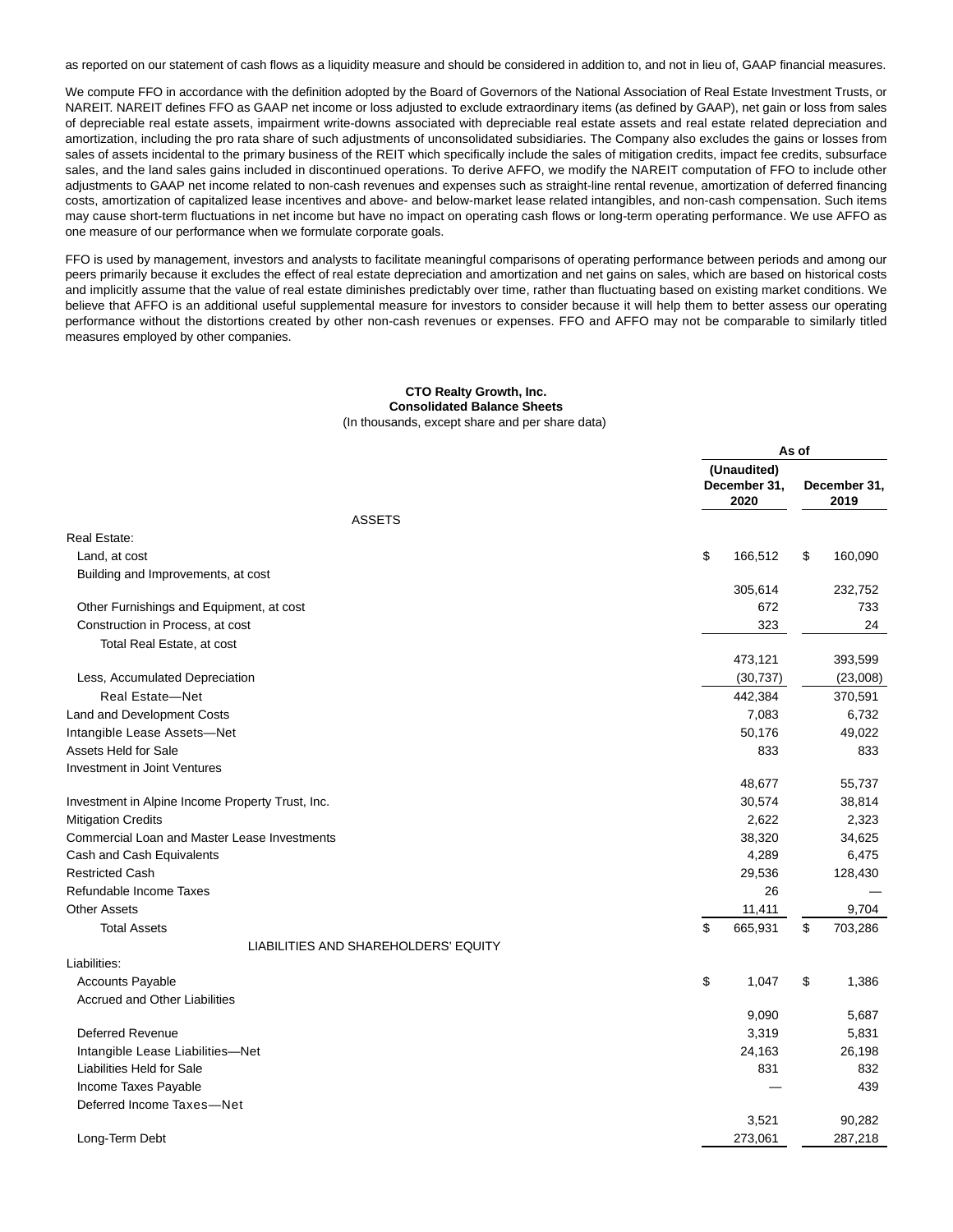as reported on our statement of cash flows as a liquidity measure and should be considered in addition to, and not in lieu of, GAAP financial measures.

We compute FFO in accordance with the definition adopted by the Board of Governors of the National Association of Real Estate Investment Trusts, or NAREIT. NAREIT defines FFO as GAAP net income or loss adjusted to exclude extraordinary items (as defined by GAAP), net gain or loss from sales of depreciable real estate assets, impairment write-downs associated with depreciable real estate assets and real estate related depreciation and amortization, including the pro rata share of such adjustments of unconsolidated subsidiaries. The Company also excludes the gains or losses from sales of assets incidental to the primary business of the REIT which specifically include the sales of mitigation credits, impact fee credits, subsurface sales, and the land sales gains included in discontinued operations. To derive AFFO, we modify the NAREIT computation of FFO to include other adjustments to GAAP net income related to non-cash revenues and expenses such as straight-line rental revenue, amortization of deferred financing costs, amortization of capitalized lease incentives and above- and below-market lease related intangibles, and non-cash compensation. Such items may cause short-term fluctuations in net income but have no impact on operating cash flows or long-term operating performance. We use AFFO as one measure of our performance when we formulate corporate goals.

FFO is used by management, investors and analysts to facilitate meaningful comparisons of operating performance between periods and among our peers primarily because it excludes the effect of real estate depreciation and amortization and net gains on sales, which are based on historical costs and implicitly assume that the value of real estate diminishes predictably over time, rather than fluctuating based on existing market conditions. We believe that AFFO is an additional useful supplemental measure for investors to consider because it will help them to better assess our operating performance without the distortions created by other non-cash revenues or expenses. FFO and AFFO may not be comparable to similarly titled measures employed by other companies.

**CTO Realty Growth, Inc.**
**Consolidated Balance Sheets**
(In thousands, except share and per share data)

| | As of | |
|---|---|---|
| | (Unaudited) December 31, 2020 | December 31, 2019 |
| **ASSETS** | | |
| Real Estate: | | |
| Land, at cost | $ 166,512 | $ 160,090 |
| Building and Improvements, at cost | 305,614 | 232,752 |
| Other Furnishings and Equipment, at cost | 672 | 733 |
| Construction in Process, at cost | 323 | 24 |
| Total Real Estate, at cost | 473,121 | 393,599 |
| Less, Accumulated Depreciation | (30,737) | (23,008) |
| Real Estate—Net | 442,384 | 370,591 |
| Land and Development Costs | 7,083 | 6,732 |
| Intangible Lease Assets—Net | 50,176 | 49,022 |
| Assets Held for Sale | 833 | 833 |
| Investment in Joint Ventures | 48,677 | 55,737 |
| Investment in Alpine Income Property Trust, Inc. | 30,574 | 38,814 |
| Mitigation Credits | 2,622 | 2,323 |
| Commercial Loan and Master Lease Investments | 38,320 | 34,625 |
| Cash and Cash Equivalents | 4,289 | 6,475 |
| Restricted Cash | 29,536 | 128,430 |
| Refundable Income Taxes | 26 | — |
| Other Assets | 11,411 | 9,704 |
| Total Assets | $ 665,931 | $ 703,286 |
| **LIABILITIES AND SHAREHOLDERS' EQUITY** | | |
| Liabilities: | | |
| Accounts Payable | $ 1,047 | $ 1,386 |
| Accrued and Other Liabilities | 9,090 | 5,687 |
| Deferred Revenue | 3,319 | 5,831 |
| Intangible Lease Liabilities—Net | 24,163 | 26,198 |
| Liabilities Held for Sale | 831 | 832 |
| Income Taxes Payable | — | 439 |
| Deferred Income Taxes—Net | 3,521 | 90,282 |
| Long-Term Debt | 273,061 | 287,218 |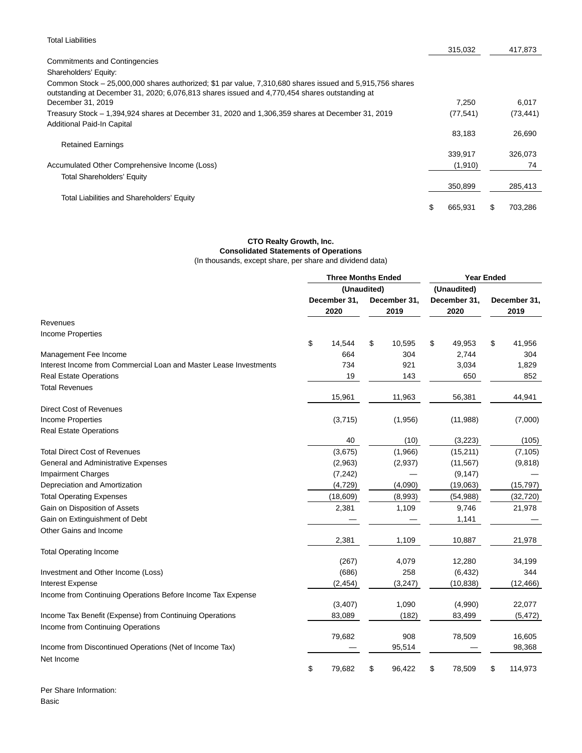| | | |
|---|---|---|
| Total Liabilities | 315,032 | 417,873 |
| Commitments and Contingencies | | |
| Shareholders' Equity: | | |
| Common Stock – 25,000,000 shares authorized; $1 par value, 7,310,680 shares issued and 5,915,756 shares outstanding at December 31, 2020; 6,076,813 shares issued and 4,770,454 shares outstanding at December 31, 2019 | 7,250 | 6,017 |
| Treasury Stock – 1,394,924 shares at December 31, 2020 and 1,306,359 shares at December 31, 2019 | (77,541) | (73,441) |
| Additional Paid-In Capital | 83,183 | 26,690 |
| Retained Earnings | 339,917 | 326,073 |
| Accumulated Other Comprehensive Income (Loss) | (1,910) | 74 |
| Total Shareholders' Equity | 350,899 | 285,413 |
| Total Liabilities and Shareholders' Equity | $ 665,931 | $ 703,286 |

**CTO Realty Growth, Inc.**
**Consolidated Statements of Operations**
(In thousands, except share, per share and dividend data)

| | Three Months Ended | | Year Ended | |
|---|---|---|---|---|
| | (Unaudited) | | (Unaudited) | |
| | December 31, 2020 | December 31, 2019 | December 31, 2020 | December 31, 2019 |
| Revenues | | | | |
| Income Properties | $ 14,544 | $ 10,595 | $ 49,953 | $ 41,956 |
| Management Fee Income | 664 | 304 | 2,744 | 304 |
| Interest Income from Commercial Loan and Master Lease Investments | 734 | 921 | 3,034 | 1,829 |
| Real Estate Operations | 19 | 143 | 650 | 852 |
| Total Revenues | 15,961 | 11,963 | 56,381 | 44,941 |
| Direct Cost of Revenues | | | | |
| Income Properties | (3,715) | (1,956) | (11,988) | (7,000) |
| Real Estate Operations | 40 | (10) | (3,223) | (105) |
| Total Direct Cost of Revenues | (3,675) | (1,966) | (15,211) | (7,105) |
| General and Administrative Expenses | (2,963) | (2,937) | (11,567) | (9,818) |
| Impairment Charges | (7,242) | — | (9,147) | — |
| Depreciation and Amortization | (4,729) | (4,090) | (19,063) | (15,797) |
| Total Operating Expenses | (18,609) | (8,993) | (54,988) | (32,720) |
| Gain on Disposition of Assets | 2,381 | 1,109 | 9,746 | 21,978 |
| Gain on Extinguishment of Debt | — | — | 1,141 | — |
| Other Gains and Income | 2,381 | 1,109 | 10,887 | 21,978 |
| Total Operating Income | (267) | 4,079 | 12,280 | 34,199 |
| Investment and Other Income (Loss) | (686) | 258 | (6,432) | 344 |
| Interest Expense | (2,454) | (3,247) | (10,838) | (12,466) |
| Income from Continuing Operations Before Income Tax Expense | (3,407) | 1,090 | (4,990) | 22,077 |
| Income Tax Benefit (Expense) from Continuing Operations | 83,089 | (182) | 83,499 | (5,472) |
| Income from Continuing Operations | 79,682 | 908 | 78,509 | 16,605 |
| Income from Discontinued Operations (Net of Income Tax) | — | 95,514 | — | 98,368 |
| Net Income | $ 79,682 | $ 96,422 | $ 78,509 | $ 114,973 |

Per Share Information:

Basic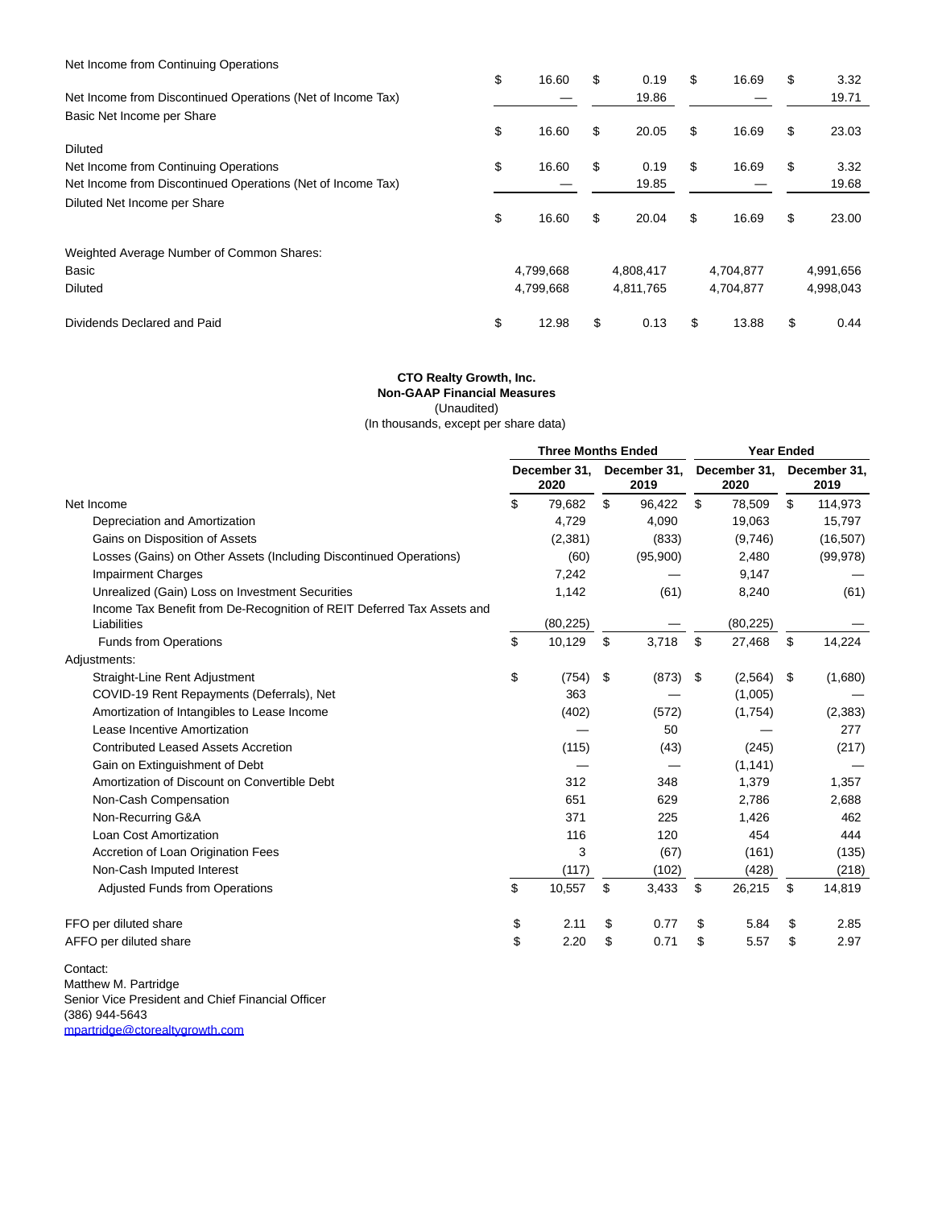| | Three Months Ended | | Year Ended | |
|---|---|---|---|---|
| | December 31, 2020 | December 31, 2019 | December 31, 2020 | December 31, 2019 |
| Net Income from Continuing Operations | $ 16.60 | $ 0.19 | $ 16.69 | $ 3.32 |
| Net Income from Discontinued Operations (Net of Income Tax) | — | 19.86 | — | 19.71 |
| Basic Net Income per Share | $ 16.60 | $ 20.05 | $ 16.69 | $ 23.03 |
| Diluted | | | | |
| Net Income from Continuing Operations | $ 16.60 | $ 0.19 | $ 16.69 | $ 3.32 |
| Net Income from Discontinued Operations (Net of Income Tax) | — | 19.85 | — | 19.68 |
| Diluted Net Income per Share | $ 16.60 | $ 20.04 | $ 16.69 | $ 23.00 |
| | | | | |
| Weighted Average Number of Common Shares: | | | | |
| Basic | 4,799,668 | 4,808,417 | 4,704,877 | 4,991,656 |
| Diluted | 4,799,668 | 4,811,765 | 4,704,877 | 4,998,043 |
| | | | | |
| Dividends Declared and Paid | $ 12.98 | $ 0.13 | $ 13.88 | $ 0.44 |

**CTO Realty Growth, Inc.**
**Non-GAAP Financial Measures**
(Unaudited)
(In thousands, except per share data)

| | Three Months Ended | | Year Ended | |
|---|---|---|---|---|
| | December 31, 2020 | December 31, 2019 | December 31, 2020 | December 31, 2019 |
| Net Income | $ 79,682 | $ 96,422 | $ 78,509 | $ 114,973 |
| Depreciation and Amortization | 4,729 | 4,090 | 19,063 | 15,797 |
| Gains on Disposition of Assets | (2,381) | (833) | (9,746) | (16,507) |
| Losses (Gains) on Other Assets (Including Discontinued Operations) | (60) | (95,900) | 2,480 | (99,978) |
| Impairment Charges | 7,242 | — | 9,147 | — |
| Unrealized (Gain) Loss on Investment Securities | 1,142 | (61) | 8,240 | (61) |
| Income Tax Benefit from De-Recognition of REIT Deferred Tax Assets and Liabilities | (80,225) | — | (80,225) | — |
| Funds from Operations | $ 10,129 | $ 3,718 | $ 27,468 | $ 14,224 |
| Adjustments: | | | | |
| Straight-Line Rent Adjustment | $ (754) | $ (873) | $ (2,564) | $ (1,680) |
| COVID-19 Rent Repayments (Deferrals), Net | 363 | — | (1,005) | — |
| Amortization of Intangibles to Lease Income | (402) | (572) | (1,754) | (2,383) |
| Lease Incentive Amortization | — | 50 | — | 277 |
| Contributed Leased Assets Accretion | (115) | (43) | (245) | (217) |
| Gain on Extinguishment of Debt | — | — | (1,141) | — |
| Amortization of Discount on Convertible Debt | 312 | 348 | 1,379 | 1,357 |
| Non-Cash Compensation | 651 | 629 | 2,786 | 2,688 |
| Non-Recurring G&A | 371 | 225 | 1,426 | 462 |
| Loan Cost Amortization | 116 | 120 | 454 | 444 |
| Accretion of Loan Origination Fees | 3 | (67) | (161) | (135) |
| Non-Cash Imputed Interest | (117) | (102) | (428) | (218) |
| Adjusted Funds from Operations | $ 10,557 | $ 3,433 | $ 26,215 | $ 14,819 |
| | | | | |
| FFO per diluted share | $ 2.11 | $ 0.77 | $ 5.84 | $ 2.85 |
| AFFO per diluted share | $ 2.20 | $ 0.71 | $ 5.57 | $ 2.97 |

Contact:
Matthew M. Partridge
Senior Vice President and Chief Financial Officer
(386) 944-5643
mpartridge@ctorealtygrowth.com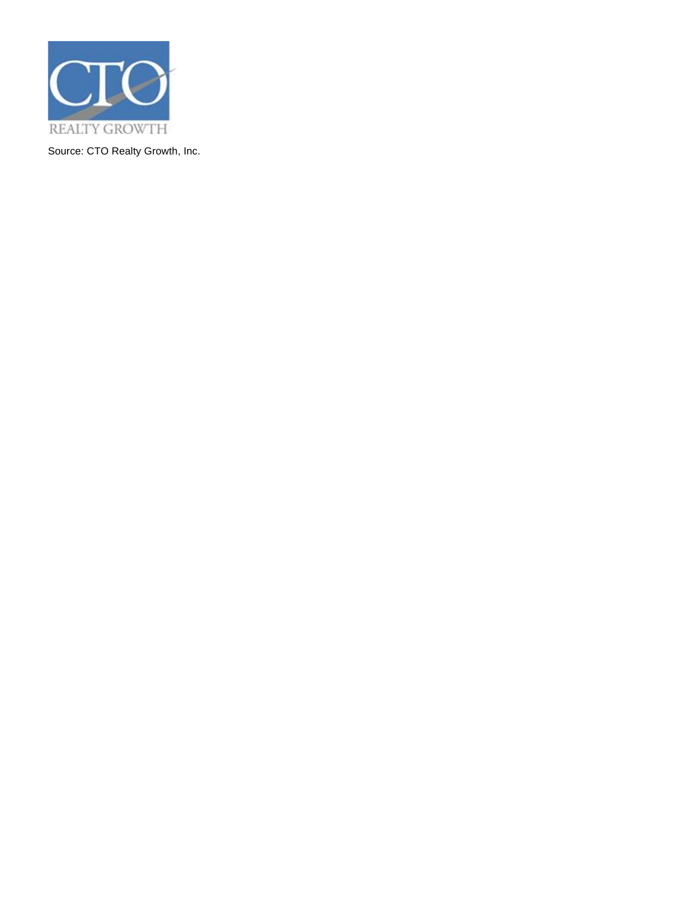Source: CTO Realty Growth, Inc.